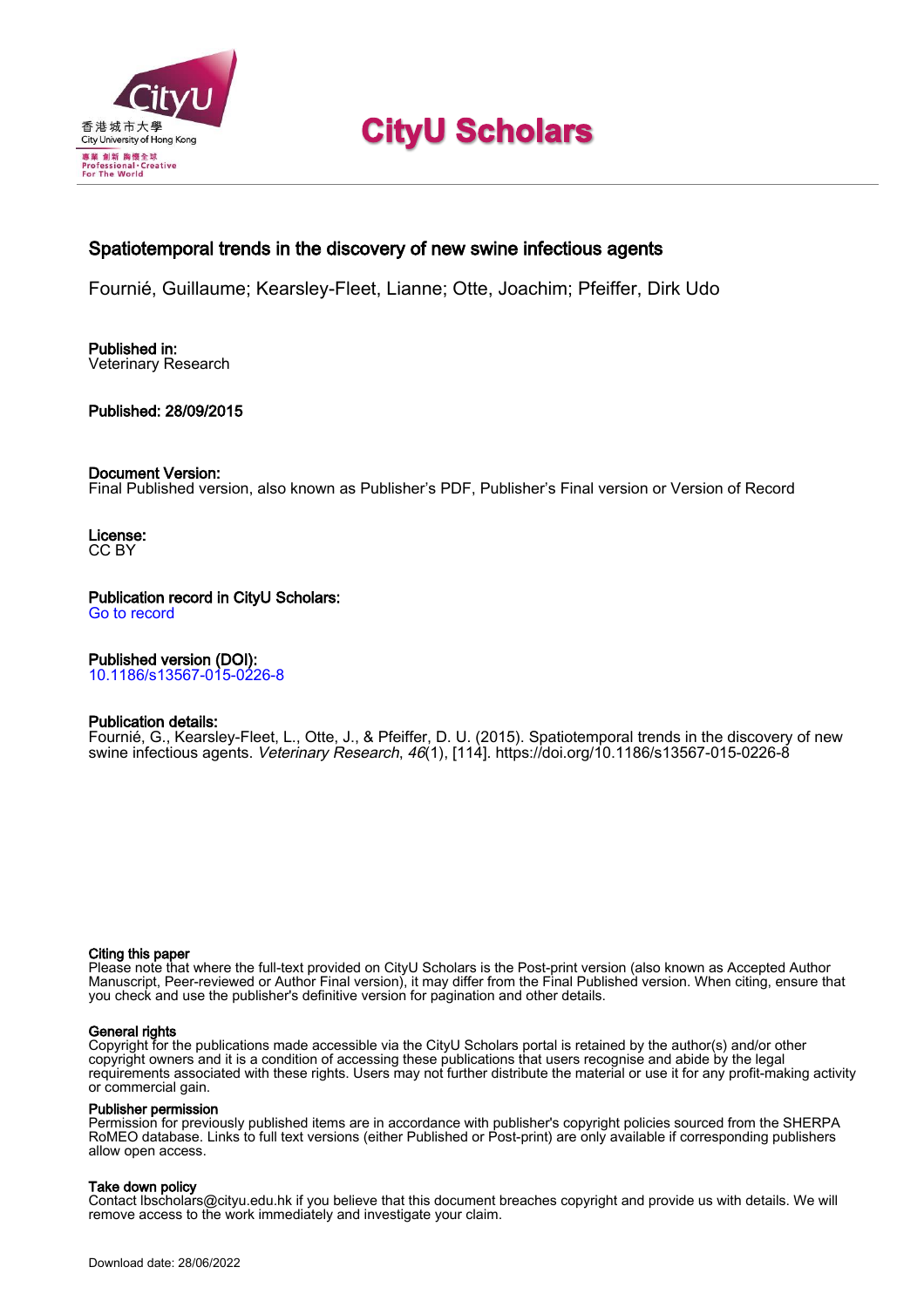# CityU Scholars

## Spatiotemporal trends in the discovery of new swine infectious agents

Fournié, Guillaume; Kearsley-Fleet, Lianne; Otte, Joachim; Pfeiffer, Dirk Udo

**Published in:**
Veterinary Research

**Published:** 28/09/2015

**Document Version:**
Final Published version, also known as Publisher's PDF, Publisher's Final version or Version of Record

**License:**
CC BY

**Publication record in CityU Scholars:**
Go to record

**Published version (DOI):**
10.1186/s13567-015-0226-8

**Publication details:**
Fournié, G., Kearsley-Fleet, L., Otte, J., & Pfeiffer, D. U. (2015). Spatiotemporal trends in the discovery of new swine infectious agents. *Veterinary Research*, *46*(1), [114]. https://doi.org/10.1186/s13567-015-0226-8

**Citing this paper**
Please note that where the full-text provided on CityU Scholars is the Post-print version (also known as Accepted Author Manuscript, Peer-reviewed or Author Final version), it may differ from the Final Published version. When citing, ensure that you check and use the publisher's definitive version for pagination and other details.

**General rights**
Copyright for the publications made accessible via the CityU Scholars portal is retained by the author(s) and/or other copyright owners and it is a condition of accessing these publications that users recognise and abide by the legal requirements associated with these rights. Users may not further distribute the material or use it for any profit-making activity or commercial gain.

**Publisher permission**
Permission for previously published items are in accordance with publisher's copyright policies sourced from the SHERPA RoMEO database. Links to full text versions (either Published or Post-print) are only available if corresponding publishers allow open access.

**Take down policy**
Contact lbscholars@cityu.edu.hk if you believe that this document breaches copyright and provide us with details. We will remove access to the work immediately and investigate your claim.

Download date: 28/06/2022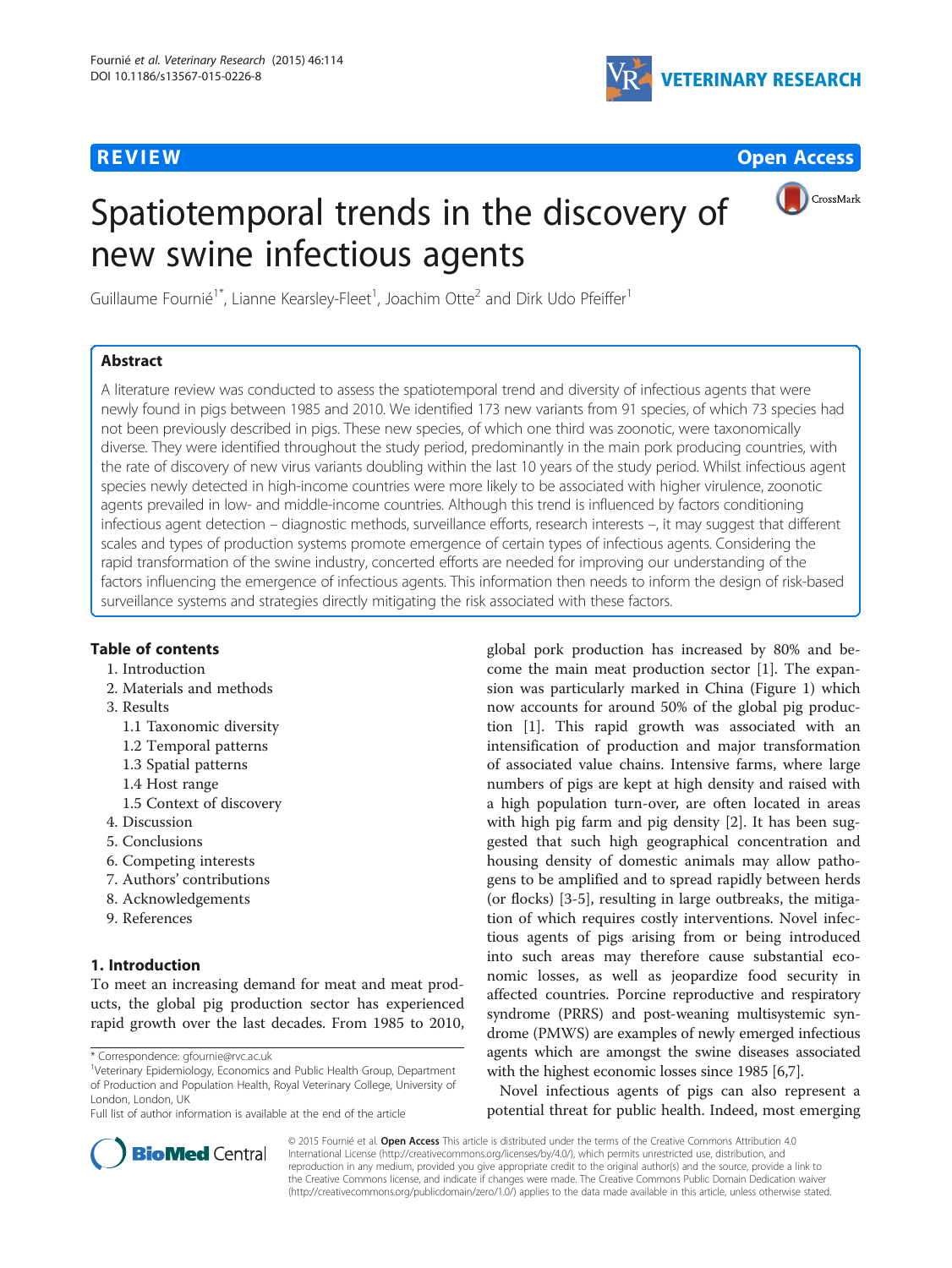# Spatiotemporal trends in the discovery of new swine infectious agents

Guillaume Fournié[1*], Lianne Kearsley-Fleet[1], Joachim Otte[2] and Dirk Udo Pfeiffer[1]

## Abstract

A literature review was conducted to assess the spatiotemporal trend and diversity of infectious agents that were newly found in pigs between 1985 and 2010. We identified 173 new variants from 91 species, of which 73 species had not been previously described in pigs. These new species, of which one third was zoonotic, were taxonomically diverse. They were identified throughout the study period, predominantly in the main pork producing countries, with the rate of discovery of new virus variants doubling within the last 10 years of the study period. Whilst infectious agent species newly detected in high-income countries were more likely to be associated with higher virulence, zoonotic agents prevailed in low- and middle-income countries. Although this trend is influenced by factors conditioning infectious agent detection – diagnostic methods, surveillance efforts, research interests –, it may suggest that different scales and types of production systems promote emergence of certain types of infectious agents. Considering the rapid transformation of the swine industry, concerted efforts are needed for improving our understanding of the factors influencing the emergence of infectious agents. This information then needs to inform the design of risk-based surveillance systems and strategies directly mitigating the risk associated with these factors.

## Table of contents

1. Introduction
2. Materials and methods
3. Results
   1.1 Taxonomic diversity
   1.2 Temporal patterns
   1.3 Spatial patterns
   1.4 Host range
   1.5 Context of discovery
4. Discussion
5. Conclusions
6. Competing interests
7. Authors' contributions
8. Acknowledgements
9. References

## 1. Introduction

To meet an increasing demand for meat and meat products, the global pig production sector has experienced rapid growth over the last decades. From 1985 to 2010, global pork production has increased by 80% and become the main meat production sector [1]. The expansion was particularly marked in China (Figure 1) which now accounts for around 50% of the global pig production [1]. This rapid growth was associated with an intensification of production and major transformation of associated value chains. Intensive farms, where large numbers of pigs are kept at high density and raised with a high population turn-over, are often located in areas with high pig farm and pig density [2]. It has been suggested that such high geographical concentration and housing density of domestic animals may allow pathogens to be amplified and to spread rapidly between herds (or flocks) [3-5], resulting in large outbreaks, the mitigation of which requires costly interventions. Novel infectious agents of pigs arising from or being introduced into such areas may therefore cause substantial economic losses, as well as jeopardize food security in affected countries. Porcine reproductive and respiratory syndrome (PRRS) and post-weaning multisystemic syndrome (PMWS) are examples of newly emerged infectious agents which are amongst the swine diseases associated with the highest economic losses since 1985 [6,7].

Novel infectious agents of pigs can also represent a potential threat for public health. Indeed, most emerging

\* Correspondence: gfournie@rvc.ac.uk
[1]Veterinary Epidemiology, Economics and Public Health Group, Department of Production and Population Health, Royal Veterinary College, University of London, London, UK
Full list of author information is available at the end of the article

© 2015 Fournié et al. **Open Access** This article is distributed under the terms of the Creative Commons Attribution 4.0 International License (http://creativecommons.org/licenses/by/4.0/), which permits unrestricted use, distribution, and reproduction in any medium, provided you give appropriate credit to the original author(s) and the source, provide a link to the Creative Commons license, and indicate if changes were made. The Creative Commons Public Domain Dedication waiver (http://creativecommons.org/publicdomain/zero/1.0/) applies to the data made available in this article, unless otherwise stated.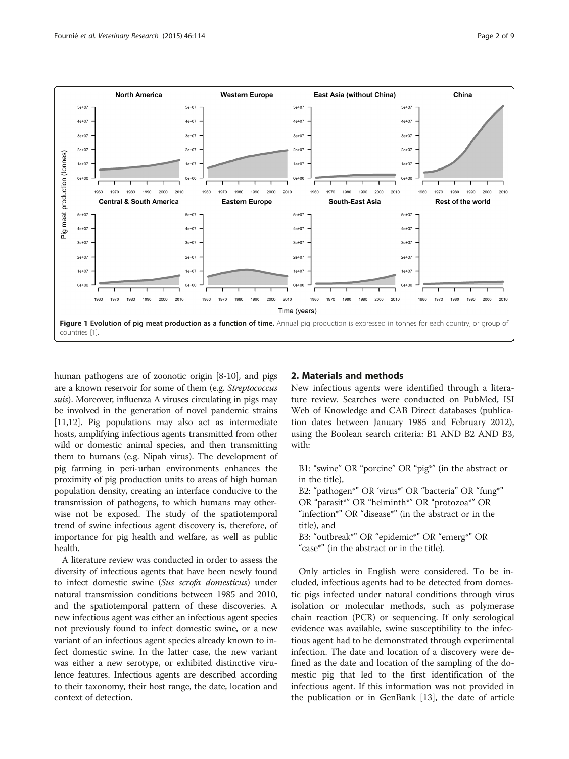**Figure 1 Evolution of pig meat production as a function of time.** Annual pig production is expressed in tonnes for each country, or group of countries [1].

human pathogens are of zoonotic origin [8-10], and pigs are a known reservoir for some of them (e.g. *Streptococcus suis*). Moreover, influenza A viruses circulating in pigs may be involved in the generation of novel pandemic strains [11,12]. Pig populations may also act as intermediate hosts, amplifying infectious agents transmitted from other wild or domestic animal species, and then transmitting them to humans (e.g. Nipah virus). The development of pig farming in peri-urban environments enhances the proximity of pig production units to areas of high human population density, creating an interface conducive to the transmission of pathogens, to which humans may otherwise not be exposed. The study of the spatiotemporal trend of swine infectious agent discovery is, therefore, of importance for pig health and welfare, as well as public health.

A literature review was conducted in order to assess the diversity of infectious agents that have been newly found to infect domestic swine (*Sus scrofa domesticus*) under natural transmission conditions between 1985 and 2010, and the spatiotemporal pattern of these discoveries. A new infectious agent was either an infectious agent species not previously found to infect domestic swine, or a new variant of an infectious agent species already known to infect domestic swine. In the latter case, the new variant was either a new serotype, or exhibited distinctive virulence features. Infectious agents are described according to their taxonomy, their host range, the date, location and context of detection.

## 2. Materials and methods

New infectious agents were identified through a literature review. Searches were conducted on PubMed, ISI Web of Knowledge and CAB Direct databases (publication dates between January 1985 and February 2012), using the Boolean search criteria: B1 AND B2 AND B3, with:

B1: "swine" OR "porcine" OR "pig*" (in the abstract or in the title),
B2: "pathogen*" OR 'virus*' OR "bacteria" OR "fung*" OR "parasit*" OR "helminth*" OR "protozoa*" OR "infection*" OR "disease*" (in the abstract or in the title), and
B3: "outbreak*" OR "epidemic*" OR "emerg*" OR "case*" (in the abstract or in the title).

Only articles in English were considered. To be included, infectious agents had to be detected from domestic pigs infected under natural conditions through virus isolation or molecular methods, such as polymerase chain reaction (PCR) or sequencing. If only serological evidence was available, swine susceptibility to the infectious agent had to be demonstrated through experimental infection. The date and location of a discovery were defined as the date and location of the sampling of the domestic pig that led to the first identification of the infectious agent. If this information was not provided in the publication or in GenBank [13], the date of article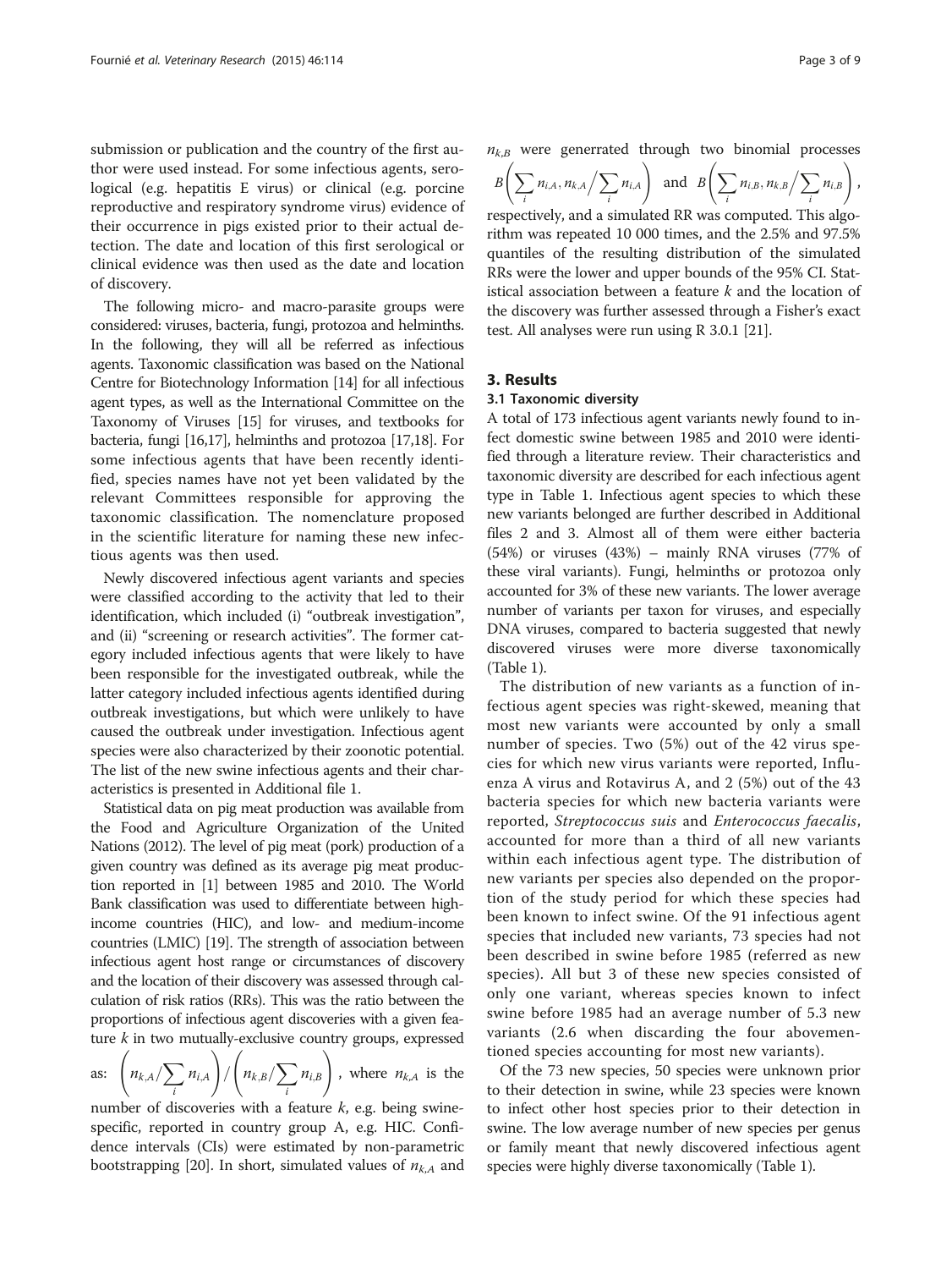submission or publication and the country of the first author were used instead. For some infectious agents, serological (e.g. hepatitis E virus) or clinical (e.g. porcine reproductive and respiratory syndrome virus) evidence of their occurrence in pigs existed prior to their actual detection. The date and location of this first serological or clinical evidence was then used as the date and location of discovery.

The following micro- and macro-parasite groups were considered: viruses, bacteria, fungi, protozoa and helminths. In the following, they will all be referred as infectious agents. Taxonomic classification was based on the National Centre for Biotechnology Information [14] for all infectious agent types, as well as the International Committee on the Taxonomy of Viruses [15] for viruses, and textbooks for bacteria, fungi [16,17], helminths and protozoa [17,18]. For some infectious agents that have been recently identified, species names have not yet been validated by the relevant Committees responsible for approving the taxonomic classification. The nomenclature proposed in the scientific literature for naming these new infectious agents was then used.

Newly discovered infectious agent variants and species were classified according to the activity that led to their identification, which included (i) "outbreak investigation", and (ii) "screening or research activities". The former category included infectious agents that were likely to have been responsible for the investigated outbreak, while the latter category included infectious agents identified during outbreak investigations, but which were unlikely to have caused the outbreak under investigation. Infectious agent species were also characterized by their zoonotic potential. The list of the new swine infectious agents and their characteristics is presented in Additional file 1.

Statistical data on pig meat production was available from the Food and Agriculture Organization of the United Nations (2012). The level of pig meat (pork) production of a given country was defined as its average pig meat production reported in [1] between 1985 and 2010. The World Bank classification was used to differentiate between high-income countries (HIC), and low- and medium-income countries (LMIC) [19]. The strength of association between infectious agent host range or circumstances of discovery and the location of their discovery was assessed through calculation of risk ratios (RRs). This was the ratio between the proportions of infectious agent discoveries with a given feature $k$ in two mutually-exclusive country groups, expressed as: $\left(n_{k,A}/\sum_i n_{i,A}\right)/\left(n_{k,B}/\sum_i n_{i,B}\right)$, where $n_{k,A}$ is the number of discoveries with a feature $k$, e.g. being swine-specific, reported in country group A, e.g. HIC. Confidence intervals (CIs) were estimated by non-parametric bootstrapping [20]. In short, simulated values of $n_{k,A}$ and $n_{k,B}$ were generrated through two binomial processes $B\left(\sum_i n_{i,A}, n_{k,A}/\sum_i n_{i,A}\right)$ and $B\left(\sum_i n_{i,B}, n_{k,B}/\sum_i n_{i,B}\right)$, respectively, and a simulated RR was computed. This algorithm was repeated 10 000 times, and the 2.5% and 97.5% quantiles of the resulting distribution of the simulated RRs were the lower and upper bounds of the 95% CI. Statistical association between a feature $k$ and the location of the discovery was further assessed through a Fisher's exact test. All analyses were run using R 3.0.1 [21].

## 3. Results

### 3.1 Taxonomic diversity

A total of 173 infectious agent variants newly found to infect domestic swine between 1985 and 2010 were identified through a literature review. Their characteristics and taxonomic diversity are described for each infectious agent type in Table 1. Infectious agent species to which these new variants belonged are further described in Additional files 2 and 3. Almost all of them were either bacteria (54%) or viruses (43%) – mainly RNA viruses (77% of these viral variants). Fungi, helminths or protozoa only accounted for 3% of these new variants. The lower average number of variants per taxon for viruses, and especially DNA viruses, compared to bacteria suggested that newly discovered viruses were more diverse taxonomically (Table 1).

The distribution of new variants as a function of infectious agent species was right-skewed, meaning that most new variants were accounted by only a small number of species. Two (5%) out of the 42 virus species for which new virus variants were reported, Influenza A virus and Rotavirus A, and 2 (5%) out of the 43 bacteria species for which new bacteria variants were reported, *Streptococcus suis* and *Enterococcus faecalis*, accounted for more than a third of all new variants within each infectious agent type. The distribution of new variants per species also depended on the proportion of the study period for which these species had been known to infect swine. Of the 91 infectious agent species that included new variants, 73 species had not been described in swine before 1985 (referred as new species). All but 3 of these new species consisted of only one variant, whereas species known to infect swine before 1985 had an average number of 5.3 new variants (2.6 when discarding the four abovementioned species accounting for most new variants).

Of the 73 new species, 50 species were unknown prior to their detection in swine, while 23 species were known to infect other host species prior to their detection in swine. The low average number of new species per genus or family meant that newly discovered infectious agent species were highly diverse taxonomically (Table 1).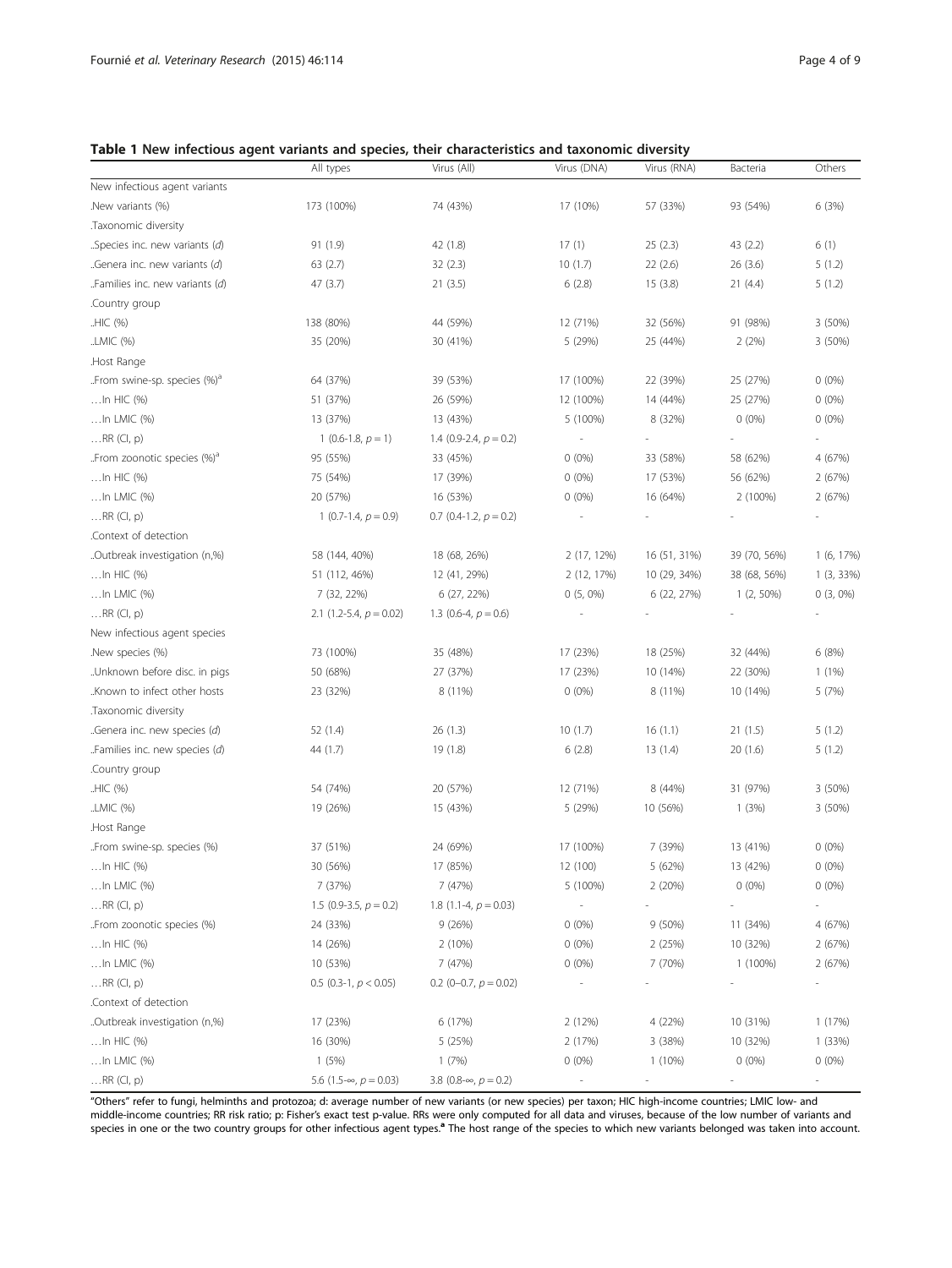**Table 1 New infectious agent variants and species, their characteristics and taxonomic diversity**

| | All types | Virus (All) | Virus (DNA) | Virus (RNA) | Bacteria | Others |
|---|---|---|---|---|---|---|
| New infectious agent variants | | | | | | |
| .New variants (%) | 173 (100%) | 74 (43%) | 17 (10%) | 57 (33%) | 93 (54%) | 6 (3%) |
| .Taxonomic diversity | | | | | | |
| ..Species inc. new variants (*d*) | 91 (1.9) | 42 (1.8) | 17 (1) | 25 (2.3) | 43 (2.2) | 6 (1) |
| ..Genera inc. new variants (*d*) | 63 (2.7) | 32 (2.3) | 10 (1.7) | 22 (2.6) | 26 (3.6) | 5 (1.2) |
| ..Families inc. new variants (*d*) | 47 (3.7) | 21 (3.5) | 6 (2.8) | 15 (3.8) | 21 (4.4) | 5 (1.2) |
| .Country group | | | | | | |
| ..HIC (%) | 138 (80%) | 44 (59%) | 12 (71%) | 32 (56%) | 91 (98%) | 3 (50%) |
| ..LMIC (%) | 35 (20%) | 30 (41%) | 5 (29%) | 25 (44%) | 2 (2%) | 3 (50%) |
| .Host Range | | | | | | |
| ..From swine-sp. species (%)[a] | 64 (37%) | 39 (53%) | 17 (100%) | 22 (39%) | 25 (27%) | 0 (0%) |
| …In HIC (%) | 51 (37%) | 26 (59%) | 12 (100%) | 14 (44%) | 25 (27%) | 0 (0%) |
| …In LMIC (%) | 13 (37%) | 13 (43%) | 5 (100%) | 8 (32%) | 0 (0%) | 0 (0%) |
| …RR (CI, p) | 1 (0.6-1.8, $p = 1$) | 1.4 (0.9-2.4, $p = 0.2$) | - | - | - | - |
| ..From zoonotic species (%)[a] | 95 (55%) | 33 (45%) | 0 (0%) | 33 (58%) | 58 (62%) | 4 (67%) |
| …In HIC (%) | 75 (54%) | 17 (39%) | 0 (0%) | 17 (53%) | 56 (62%) | 2 (67%) |
| …In LMIC (%) | 20 (57%) | 16 (53%) | 0 (0%) | 16 (64%) | 2 (100%) | 2 (67%) |
| …RR (CI, p) | 1 (0.7-1.4, $p = 0.9$) | 0.7 (0.4-1.2, $p = 0.2$) | - | - | - | - |
| .Context of detection | | | | | | |
| ..Outbreak investigation (n,%) | 58 (144, 40%) | 18 (68, 26%) | 2 (17, 12%) | 16 (51, 31%) | 39 (70, 56%) | 1 (6, 17%) |
| …In HIC (%) | 51 (112, 46%) | 12 (41, 29%) | 2 (12, 17%) | 10 (29, 34%) | 38 (68, 56%) | 1 (3, 33%) |
| …In LMIC (%) | 7 (32, 22%) | 6 (27, 22%) | 0 (5, 0%) | 6 (22, 27%) | 1 (2, 50%) | 0 (3, 0%) |
| …RR (CI, p) | 2.1 (1.2-5.4, $p = 0.02$) | 1.3 (0.6-4, $p = 0.6$) | - | - | - | - |
| New infectious agent species | | | | | | |
| .New species (%) | 73 (100%) | 35 (48%) | 17 (23%) | 18 (25%) | 32 (44%) | 6 (8%) |
| ..Unknown before disc. in pigs | 50 (68%) | 27 (37%) | 17 (23%) | 10 (14%) | 22 (30%) | 1 (1%) |
| ..Known to infect other hosts | 23 (32%) | 8 (11%) | 0 (0%) | 8 (11%) | 10 (14%) | 5 (7%) |
| .Taxonomic diversity | | | | | | |
| ..Genera inc. new species (*d*) | 52 (1.4) | 26 (1.3) | 10 (1.7) | 16 (1.1) | 21 (1.5) | 5 (1.2) |
| ..Families inc. new species (*d*) | 44 (1.7) | 19 (1.8) | 6 (2.8) | 13 (1.4) | 20 (1.6) | 5 (1.2) |
| .Country group | | | | | | |
| ..HIC (%) | 54 (74%) | 20 (57%) | 12 (71%) | 8 (44%) | 31 (97%) | 3 (50%) |
| ..LMIC (%) | 19 (26%) | 15 (43%) | 5 (29%) | 10 (56%) | 1 (3%) | 3 (50%) |
| .Host Range | | | | | | |
| ..From swine-sp. species (%) | 37 (51%) | 24 (69%) | 17 (100%) | 7 (39%) | 13 (41%) | 0 (0%) |
| …In HIC (%) | 30 (56%) | 17 (85%) | 12 (100) | 5 (62%) | 13 (42%) | 0 (0%) |
| …In LMIC (%) | 7 (37%) | 7 (47%) | 5 (100%) | 2 (20%) | 0 (0%) | 0 (0%) |
| …RR (CI, p) | 1.5 (0.9-3.5, $p = 0.2$) | 1.8 (1.1-4, $p = 0.03$) | - | - | - | - |
| ..From zoonotic species (%) | 24 (33%) | 9 (26%) | 0 (0%) | 9 (50%) | 11 (34%) | 4 (67%) |
| …In HIC (%) | 14 (26%) | 2 (10%) | 0 (0%) | 2 (25%) | 10 (32%) | 2 (67%) |
| …In LMIC (%) | 10 (53%) | 7 (47%) | 0 (0%) | 7 (70%) | 1 (100%) | 2 (67%) |
| …RR (CI, p) | 0.5 (0.3-1, $p < 0.05$) | 0.2 (0–0.7, $p = 0.02$) | - | - | - | - |
| .Context of detection | | | | | | |
| ..Outbreak investigation (n,%) | 17 (23%) | 6 (17%) | 2 (12%) | 4 (22%) | 10 (31%) | 1 (17%) |
| …In HIC (%) | 16 (30%) | 5 (25%) | 2 (17%) | 3 (38%) | 10 (32%) | 1 (33%) |
| …In LMIC (%) | 1 (5%) | 1 (7%) | 0 (0%) | 1 (10%) | 0 (0%) | 0 (0%) |
| …RR (CI, p) | 5.6 (1.5-∞, $p = 0.03$) | 3.8 (0.8-∞, $p = 0.2$) | - | - | - | - |

"Others" refer to fungi, helminths and protozoa; d: average number of new variants (or new species) per taxon; HIC high-income countries; LMIC low- and middle-income countries; RR risk ratio; p: Fisher's exact test p-value. RRs were only computed for all data and viruses, because of the low number of variants and species in one or the two country groups for other infectious agent types.[a] The host range of the species to which new variants belonged was taken into account.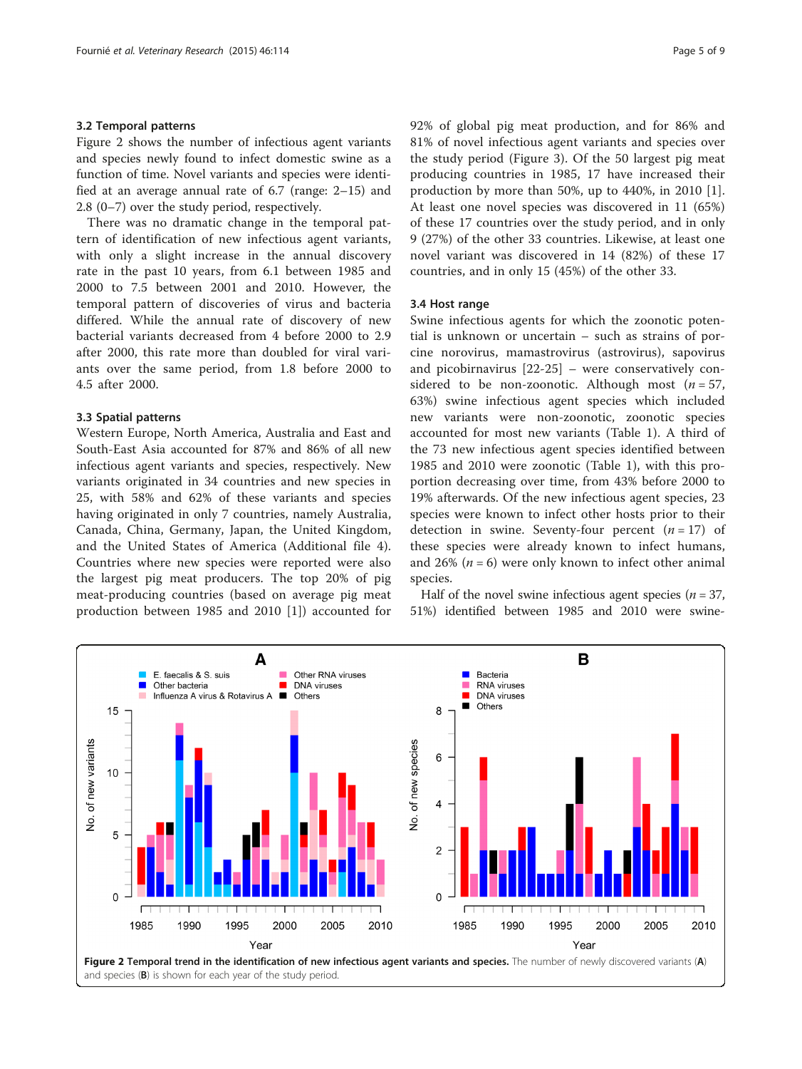### 3.2 Temporal patterns

Figure 2 shows the number of infectious agent variants and species newly found to infect domestic swine as a function of time. Novel variants and species were identified at an average annual rate of 6.7 (range: 2–15) and 2.8 (0–7) over the study period, respectively.

There was no dramatic change in the temporal pattern of identification of new infectious agent variants, with only a slight increase in the annual discovery rate in the past 10 years, from 6.1 between 1985 and 2000 to 7.5 between 2001 and 2010. However, the temporal pattern of discoveries of virus and bacteria differed. While the annual rate of discovery of new bacterial variants decreased from 4 before 2000 to 2.9 after 2000, this rate more than doubled for viral variants over the same period, from 1.8 before 2000 to 4.5 after 2000.

### 3.3 Spatial patterns

Western Europe, North America, Australia and East and South-East Asia accounted for 87% and 86% of all new infectious agent variants and species, respectively. New variants originated in 34 countries and new species in 25, with 58% and 62% of these variants and species having originated in only 7 countries, namely Australia, Canada, China, Germany, Japan, the United Kingdom, and the United States of America (Additional file 4). Countries where new species were reported were also the largest pig meat producers. The top 20% of pig meat-producing countries (based on average pig meat production between 1985 and 2010 [1]) accounted for 92% of global pig meat production, and for 86% and 81% of novel infectious agent variants and species over the study period (Figure 3). Of the 50 largest pig meat producing countries in 1985, 17 have increased their production by more than 50%, up to 440%, in 2010 [1]. At least one novel species was discovered in 11 (65%) of these 17 countries over the study period, and in only 9 (27%) of the other 33 countries. Likewise, at least one novel variant was discovered in 14 (82%) of these 17 countries, and in only 15 (45%) of the other 33.

### 3.4 Host range

Swine infectious agents for which the zoonotic potential is unknown or uncertain – such as strains of porcine norovirus, mamastrovirus (astrovirus), sapovirus and picobirnavirus [22-25] – were conservatively considered to be non-zoonotic. Although most ($n = 57$, 63%) swine infectious agent species which included new variants were non-zoonotic, zoonotic species accounted for most new variants (Table 1). A third of the 73 new infectious agent species identified between 1985 and 2010 were zoonotic (Table 1), with this proportion decreasing over time, from 43% before 2000 to 19% afterwards. Of the new infectious agent species, 23 species were known to infect other hosts prior to their detection in swine. Seventy-four percent ($n = 17$) of these species were already known to infect humans, and 26% ($n = 6$) were only known to infect other animal species.

Half of the novel swine infectious agent species ($n = 37$, 51%) identified between 1985 and 2010 were swine-

**Figure 2 Temporal trend in the identification of new infectious agent variants and species.** The number of newly discovered variants (**A**) and species (**B**) is shown for each year of the study period.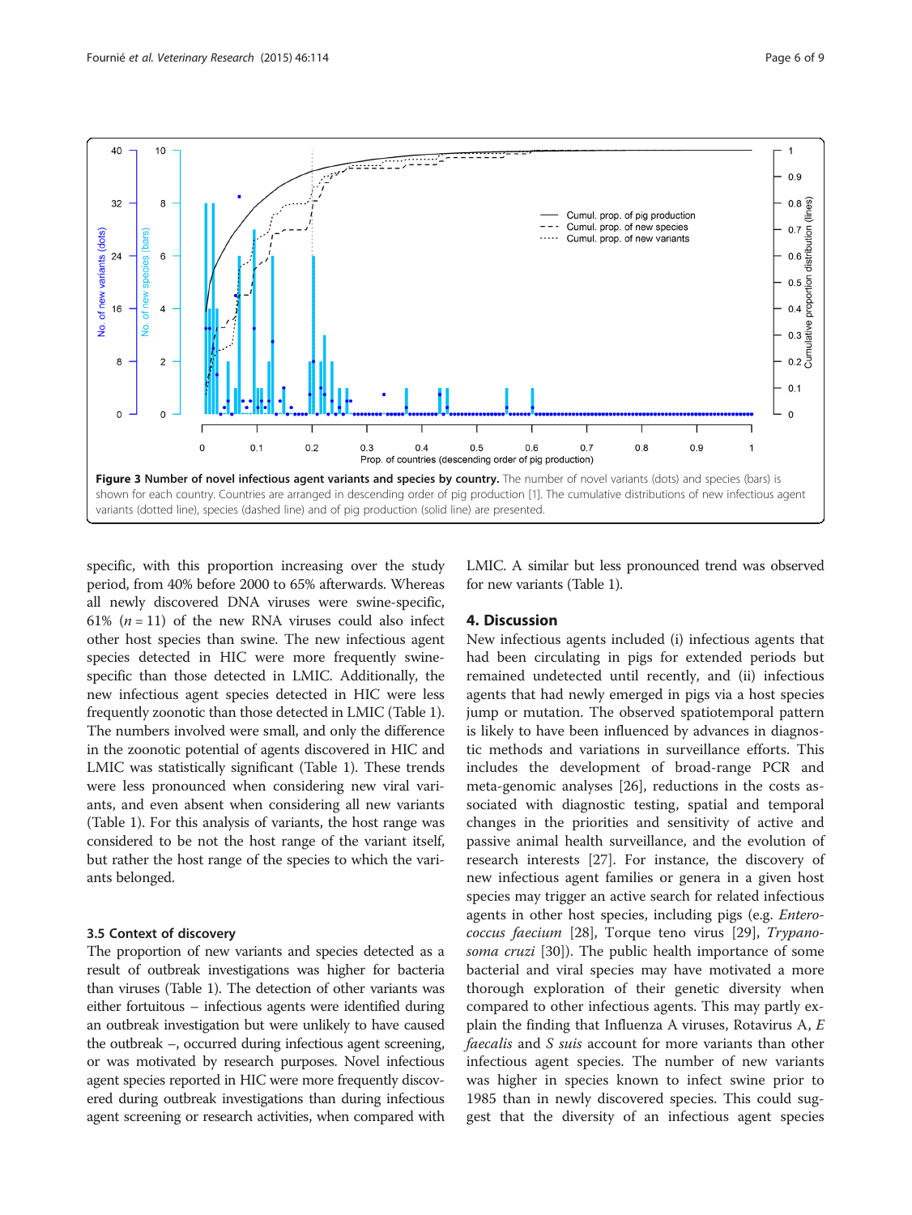**Figure 3 Number of novel infectious agent variants and species by country.** The number of novel variants (dots) and species (bars) is shown for each country. Countries are arranged in descending order of pig production [1]. The cumulative distributions of new infectious agent variants (dotted line), species (dashed line) and of pig production (solid line) are presented.

specific, with this proportion increasing over the study period, from 40% before 2000 to 65% afterwards. Whereas all newly discovered DNA viruses were swine-specific, 61% ($n = 11$) of the new RNA viruses could also infect other host species than swine. The new infectious agent species detected in HIC were more frequently swine-specific than those detected in LMIC. Additionally, the new infectious agent species detected in HIC were less frequently zoonotic than those detected in LMIC (Table 1). The numbers involved were small, and only the difference in the zoonotic potential of agents discovered in HIC and LMIC was statistically significant (Table 1). These trends were less pronounced when considering new viral variants, and even absent when considering all new variants (Table 1). For this analysis of variants, the host range was considered to be not the host range of the variant itself, but rather the host range of the species to which the variants belonged.

### 3.5 Context of discovery

The proportion of new variants and species detected as a result of outbreak investigations was higher for bacteria than viruses (Table 1). The detection of other variants was either fortuitous – infectious agents were identified during an outbreak investigation but were unlikely to have caused the outbreak –, occurred during infectious agent screening, or was motivated by research purposes. Novel infectious agent species reported in HIC were more frequently discovered during outbreak investigations than during infectious agent screening or research activities, when compared with LMIC. A similar but less pronounced trend was observed for new variants (Table 1).

## 4. Discussion

New infectious agents included (i) infectious agents that had been circulating in pigs for extended periods but remained undetected until recently, and (ii) infectious agents that had newly emerged in pigs via a host species jump or mutation. The observed spatiotemporal pattern is likely to have been influenced by advances in diagnostic methods and variations in surveillance efforts. This includes the development of broad-range PCR and meta-genomic analyses [26], reductions in the costs associated with diagnostic testing, spatial and temporal changes in the priorities and sensitivity of active and passive animal health surveillance, and the evolution of research interests [27]. For instance, the discovery of new infectious agent families or genera in a given host species may trigger an active search for related infectious agents in other host species, including pigs (e.g. *Enterococcus faecium* [28], Torque teno virus [29], *Trypanosoma cruzi* [30]). The public health importance of some bacterial and viral species may have motivated a more thorough exploration of their genetic diversity when compared to other infectious agents. This may partly explain the finding that Influenza A viruses, Rotavirus A, *E faecalis* and *S suis* account for more variants than other infectious agent species. The number of new variants was higher in species known to infect swine prior to 1985 than in newly discovered species. This could suggest that the diversity of an infectious agent species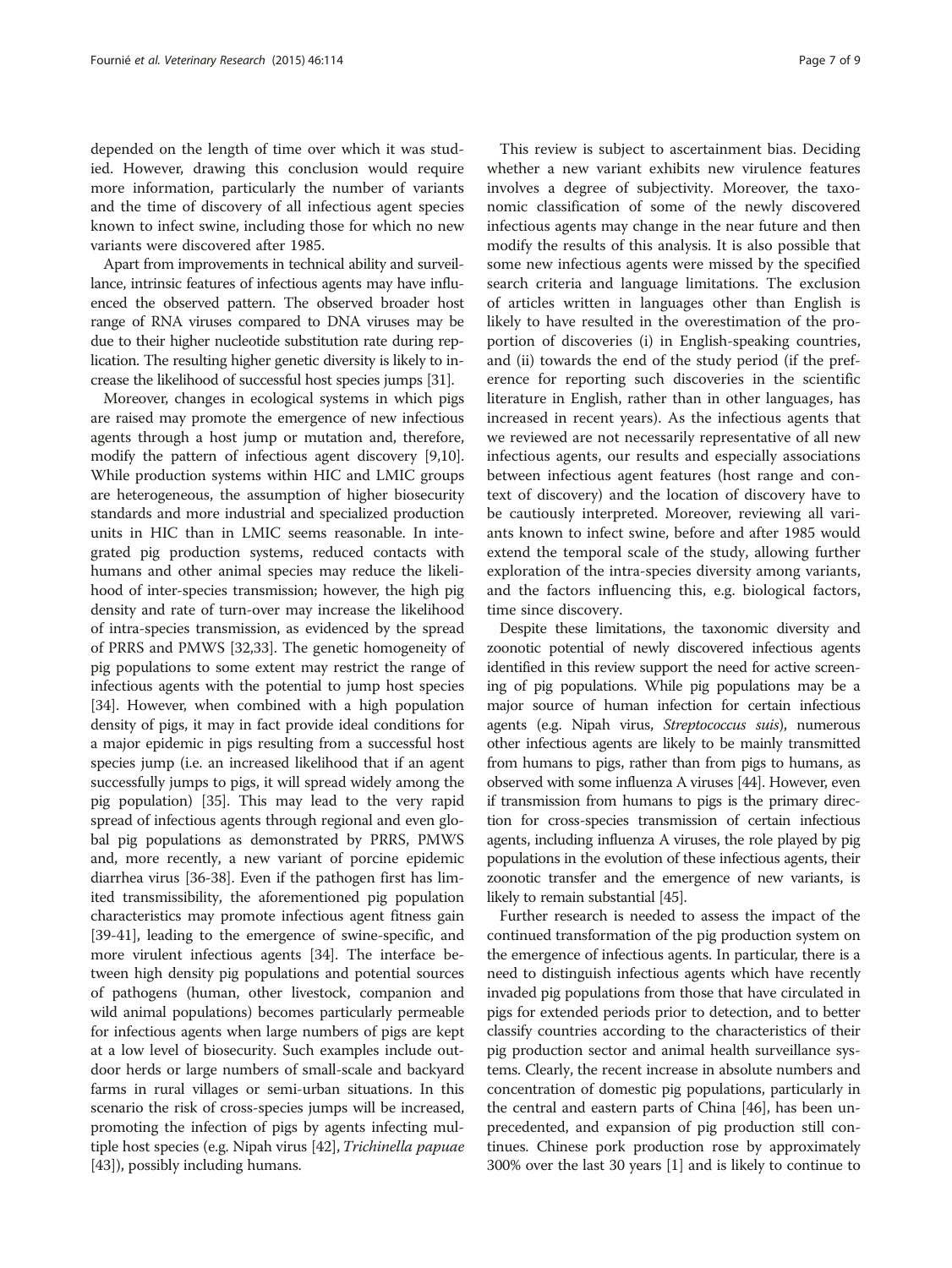depended on the length of time over which it was studied. However, drawing this conclusion would require more information, particularly the number of variants and the time of discovery of all infectious agent species known to infect swine, including those for which no new variants were discovered after 1985.

Apart from improvements in technical ability and surveillance, intrinsic features of infectious agents may have influenced the observed pattern. The observed broader host range of RNA viruses compared to DNA viruses may be due to their higher nucleotide substitution rate during replication. The resulting higher genetic diversity is likely to increase the likelihood of successful host species jumps [31].

Moreover, changes in ecological systems in which pigs are raised may promote the emergence of new infectious agents through a host jump or mutation and, therefore, modify the pattern of infectious agent discovery [9,10]. While production systems within HIC and LMIC groups are heterogeneous, the assumption of higher biosecurity standards and more industrial and specialized production units in HIC than in LMIC seems reasonable. In integrated pig production systems, reduced contacts with humans and other animal species may reduce the likelihood of inter-species transmission; however, the high pig density and rate of turn-over may increase the likelihood of intra-species transmission, as evidenced by the spread of PRRS and PMWS [32,33]. The genetic homogeneity of pig populations to some extent may restrict the range of infectious agents with the potential to jump host species [34]. However, when combined with a high population density of pigs, it may in fact provide ideal conditions for a major epidemic in pigs resulting from a successful host species jump (i.e. an increased likelihood that if an agent successfully jumps to pigs, it will spread widely among the pig population) [35]. This may lead to the very rapid spread of infectious agents through regional and even global pig populations as demonstrated by PRRS, PMWS and, more recently, a new variant of porcine epidemic diarrhea virus [36-38]. Even if the pathogen first has limited transmissibility, the aforementioned pig population characteristics may promote infectious agent fitness gain [39-41], leading to the emergence of swine-specific, and more virulent infectious agents [34]. The interface between high density pig populations and potential sources of pathogens (human, other livestock, companion and wild animal populations) becomes particularly permeable for infectious agents when large numbers of pigs are kept at a low level of biosecurity. Such examples include outdoor herds or large numbers of small-scale and backyard farms in rural villages or semi-urban situations. In this scenario the risk of cross-species jumps will be increased, promoting the infection of pigs by agents infecting multiple host species (e.g. Nipah virus [42], *Trichinella papuae* [43]), possibly including humans.

This review is subject to ascertainment bias. Deciding whether a new variant exhibits new virulence features involves a degree of subjectivity. Moreover, the taxonomic classification of some of the newly discovered infectious agents may change in the near future and then modify the results of this analysis. It is also possible that some new infectious agents were missed by the specified search criteria and language limitations. The exclusion of articles written in languages other than English is likely to have resulted in the overestimation of the proportion of discoveries (i) in English-speaking countries, and (ii) towards the end of the study period (if the preference for reporting such discoveries in the scientific literature in English, rather than in other languages, has increased in recent years). As the infectious agents that we reviewed are not necessarily representative of all new infectious agents, our results and especially associations between infectious agent features (host range and context of discovery) and the location of discovery have to be cautiously interpreted. Moreover, reviewing all variants known to infect swine, before and after 1985 would extend the temporal scale of the study, allowing further exploration of the intra-species diversity among variants, and the factors influencing this, e.g. biological factors, time since discovery.

Despite these limitations, the taxonomic diversity and zoonotic potential of newly discovered infectious agents identified in this review support the need for active screening of pig populations. While pig populations may be a major source of human infection for certain infectious agents (e.g. Nipah virus, *Streptococcus suis*), numerous other infectious agents are likely to be mainly transmitted from humans to pigs, rather than from pigs to humans, as observed with some influenza A viruses [44]. However, even if transmission from humans to pigs is the primary direction for cross-species transmission of certain infectious agents, including influenza A viruses, the role played by pig populations in the evolution of these infectious agents, their zoonotic transfer and the emergence of new variants, is likely to remain substantial [45].

Further research is needed to assess the impact of the continued transformation of the pig production system on the emergence of infectious agents. In particular, there is a need to distinguish infectious agents which have recently invaded pig populations from those that have circulated in pigs for extended periods prior to detection, and to better classify countries according to the characteristics of their pig production sector and animal health surveillance systems. Clearly, the recent increase in absolute numbers and concentration of domestic pig populations, particularly in the central and eastern parts of China [46], has been unprecedented, and expansion of pig production still continues. Chinese pork production rose by approximately 300% over the last 30 years [1] and is likely to continue to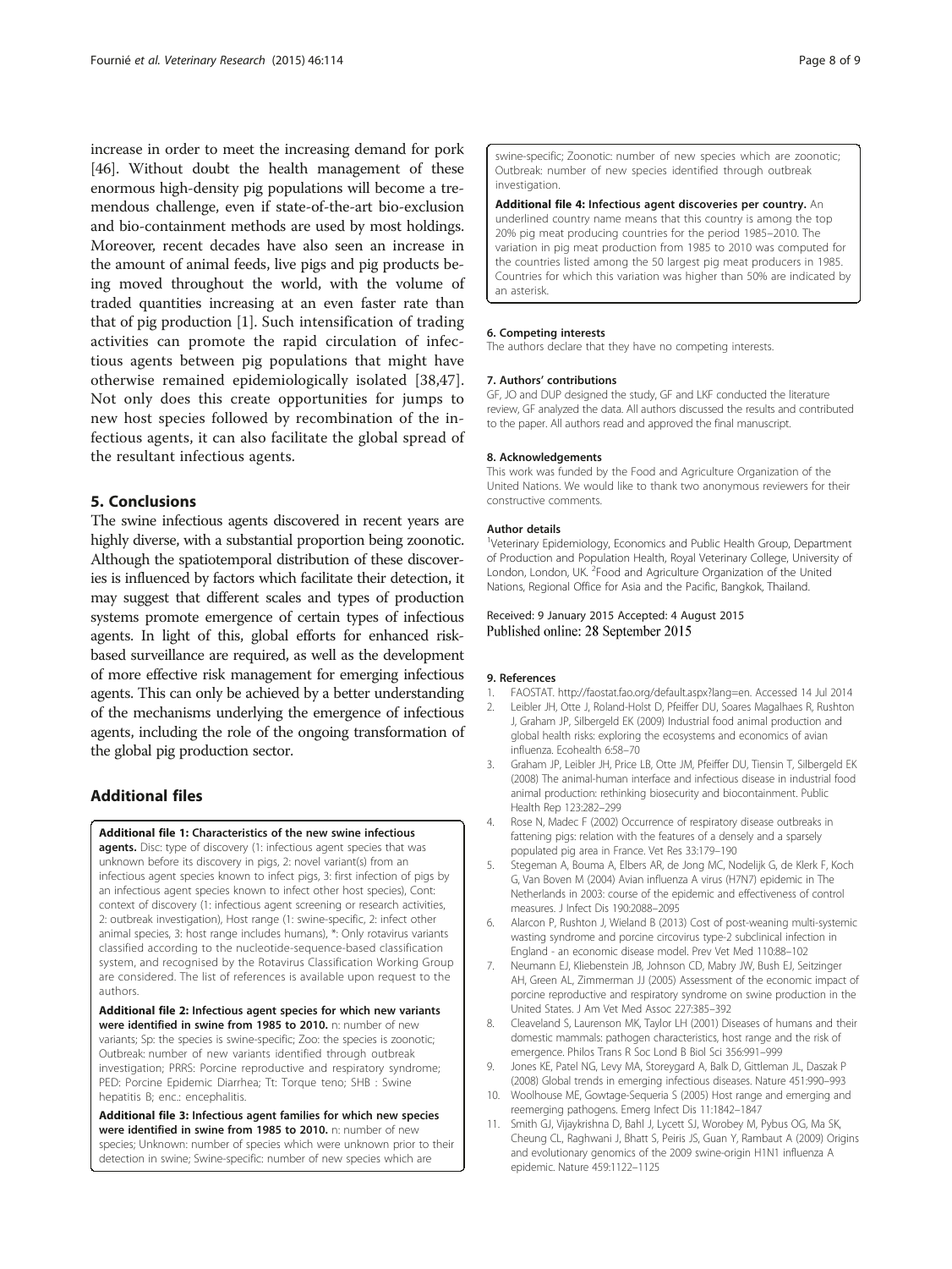increase in order to meet the increasing demand for pork [46]. Without doubt the health management of these enormous high-density pig populations will become a tremendous challenge, even if state-of-the-art bio-exclusion and bio-containment methods are used by most holdings. Moreover, recent decades have also seen an increase in the amount of animal feeds, live pigs and pig products being moved throughout the world, with the volume of traded quantities increasing at an even faster rate than that of pig production [1]. Such intensification of trading activities can promote the rapid circulation of infectious agents between pig populations that might have otherwise remained epidemiologically isolated [38,47]. Not only does this create opportunities for jumps to new host species followed by recombination of the infectious agents, it can also facilitate the global spread of the resultant infectious agents.

## 5. Conclusions

The swine infectious agents discovered in recent years are highly diverse, with a substantial proportion being zoonotic. Although the spatiotemporal distribution of these discoveries is influenced by factors which facilitate their detection, it may suggest that different scales and types of production systems promote emergence of certain types of infectious agents. In light of this, global efforts for enhanced risk-based surveillance are required, as well as the development of more effective risk management for emerging infectious agents. This can only be achieved by a better understanding of the mechanisms underlying the emergence of infectious agents, including the role of the ongoing transformation of the global pig production sector.

## Additional files

**Additional file 1: Characteristics of the new swine infectious agents.** Disc: type of discovery (1: infectious agent species that was unknown before its discovery in pigs, 2: novel variant(s) from an infectious agent species known to infect pigs, 3: first infection of pigs by an infectious agent species known to infect other host species), Cont: context of discovery (1: infectious agent screening or research activities, 2: outbreak investigation), Host range (1: swine-specific, 2: infect other animal species, 3: host range includes humans), *: Only rotavirus variants classified according to the nucleotide-sequence-based classification system, and recognised by the Rotavirus Classification Working Group are considered. The list of references is available upon request to the authors.

**Additional file 2: Infectious agent species for which new variants were identified in swine from 1985 to 2010.** n: number of new variants; Sp: the species is swine-specific; Zoo: the species is zoonotic; Outbreak: number of new variants identified through outbreak investigation; PRRS: Porcine reproductive and respiratory syndrome; PED: Porcine Epidemic Diarrhea; Tt: Torque teno; SHB : Swine hepatitis B; enc.: encephalitis.

**Additional file 3: Infectious agent families for which new species were identified in swine from 1985 to 2010.** n: number of new species; Unknown: number of species which were unknown prior to their detection in swine; Swine-specific: number of new species which are swine-specific; Zoonotic: number of new species which are zoonotic; Outbreak: number of new species identified through outbreak investigation.

**Additional file 4: Infectious agent discoveries per country.** An underlined country name means that this country is among the top 20% pig meat producing countries for the period 1985–2010. The variation in pig meat production from 1985 to 2010 was computed for the countries listed among the 50 largest pig meat producers in 1985. Countries for which this variation was higher than 50% are indicated by an asterisk.

### 6. Competing interests

The authors declare that they have no competing interests.

### 7. Authors' contributions

GF, JO and DUP designed the study, GF and LKF conducted the literature review, GF analyzed the data. All authors discussed the results and contributed to the paper. All authors read and approved the final manuscript.

### 8. Acknowledgements

This work was funded by the Food and Agriculture Organization of the United Nations. We would like to thank two anonymous reviewers for their constructive comments.

#### Author details

[1]Veterinary Epidemiology, Economics and Public Health Group, Department of Production and Population Health, Royal Veterinary College, University of London, London, UK. [2]Food and Agriculture Organization of the United Nations, Regional Office for Asia and the Pacific, Bangkok, Thailand.

Received: 9 January 2015 Accepted: 4 August 2015
Published online: 28 September 2015

### 9. References

1. FAOSTAT. http://faostat.fao.org/default.aspx?lang=en. Accessed 14 Jul 2014
2. Leibler JH, Otte J, Roland-Holst D, Pfeiffer DU, Soares Magalhaes R, Rushton J, Graham JP, Silbergeld EK (2009) Industrial food animal production and global health risks: exploring the ecosystems and economics of avian influenza. Ecohealth 6:58–70
3. Graham JP, Leibler JH, Price LB, Otte JM, Pfeiffer DU, Tiensin T, Silbergeld EK (2008) The animal-human interface and infectious disease in industrial food animal production: rethinking biosecurity and biocontainment. Public Health Rep 123:282–299
4. Rose N, Madec F (2002) Occurrence of respiratory disease outbreaks in fattening pigs: relation with the features of a densely and a sparsely populated pig area in France. Vet Res 33:179–190
5. Stegeman A, Bouma A, Elbers AR, de Jong MC, Nodelijk G, de Klerk F, Koch G, Van Boven M (2004) Avian influenza A virus (H7N7) epidemic in The Netherlands in 2003: course of the epidemic and effectiveness of control measures. J Infect Dis 190:2088–2095
6. Alarcon P, Rushton J, Wieland B (2013) Cost of post-weaning multi-systemic wasting syndrome and porcine circovirus type-2 subclinical infection in England - an economic disease model. Prev Vet Med 110:88–102
7. Neumann EJ, Kliebenstein JB, Johnson CD, Mabry JW, Bush EJ, Seitzinger AH, Green AL, Zimmerman JJ (2005) Assessment of the economic impact of porcine reproductive and respiratory syndrome on swine production in the United States. J Am Vet Med Assoc 227:385–392
8. Cleaveland S, Laurenson MK, Taylor LH (2001) Diseases of humans and their domestic mammals: pathogen characteristics, host range and the risk of emergence. Philos Trans R Soc Lond B Biol Sci 356:991–999
9. Jones KE, Patel NG, Levy MA, Storeygard A, Balk D, Gittleman JL, Daszak P (2008) Global trends in emerging infectious diseases. Nature 451:990–993
10. Woolhouse ME, Gowtage-Sequeria S (2005) Host range and emerging and reemerging pathogens. Emerg Infect Dis 11:1842–1847
11. Smith GJ, Vijaykrishna D, Bahl J, Lycett SJ, Worobey M, Pybus OG, Ma SK, Cheung CL, Raghwani J, Bhatt S, Peiris JS, Guan Y, Rambaut A (2009) Origins and evolutionary genomics of the 2009 swine-origin H1N1 influenza A epidemic. Nature 459:1122–1125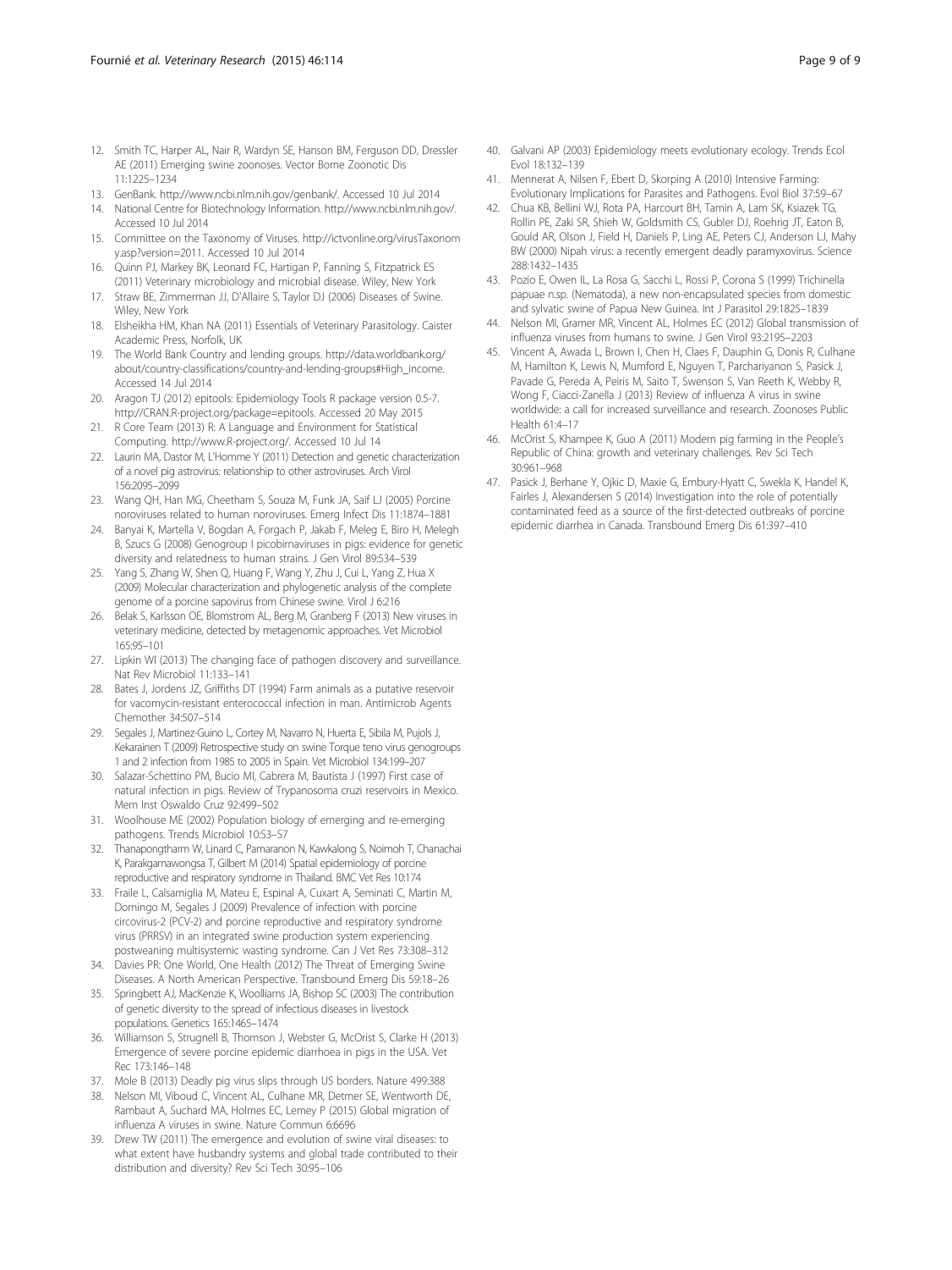12. Smith TC, Harper AL, Nair R, Wardyn SE, Hanson BM, Ferguson DD, Dressler AE (2011) Emerging swine zoonoses. Vector Borne Zoonotic Dis 11:1225–1234
13. GenBank. http://www.ncbi.nlm.nih.gov/genbank/. Accessed 10 Jul 2014
14. National Centre for Biotechnology Information. http://www.ncbi.nlm.nih.gov/. Accessed 10 Jul 2014
15. Committee on the Taxonomy of Viruses. http://ictvonline.org/virusTaxonomy.asp?version=2011. Accessed 10 Jul 2014
16. Quinn PJ, Markey BK, Leonard FC, Hartigan P, Fanning S, Fitzpatrick ES (2011) Veterinary microbiology and microbial disease. Wiley, New York
17. Straw BE, Zimmerman JJ, D'Allaire S, Taylor DJ (2006) Diseases of Swine. Wiley, New York
18. Elsheikha HM, Khan NA (2011) Essentials of Veterinary Parasitology. Caister Academic Press, Norfolk, UK
19. The World Bank Country and lending groups. http://data.worldbank.org/about/country-classifications/country-and-lending-groups#High_income. Accessed 14 Jul 2014
20. Aragon TJ (2012) epitools: Epidemiology Tools R package version 0.5-7. http://CRAN.R-project.org/package=epitools. Accessed 20 May 2015
21. R Core Team (2013) R: A Language and Environment for Statistical Computing. http://www.R-project.org/. Accessed 10 Jul 14
22. Laurin MA, Dastor M, L'Homme Y (2011) Detection and genetic characterization of a novel pig astrovirus: relationship to other astroviruses. Arch Virol 156:2095–2099
23. Wang QH, Han MG, Cheetham S, Souza M, Funk JA, Saif LJ (2005) Porcine noroviruses related to human noroviruses. Emerg Infect Dis 11:1874–1881
24. Banyai K, Martella V, Bogdan A, Forgach P, Jakab F, Meleg E, Biro H, Melegh B, Szucs G (2008) Genogroup I picobirnaviruses in pigs: evidence for genetic diversity and relatedness to human strains. J Gen Virol 89:534–539
25. Yang S, Zhang W, Shen Q, Huang F, Wang Y, Zhu J, Cui L, Yang Z, Hua X (2009) Molecular characterization and phylogenetic analysis of the complete genome of a porcine sapovirus from Chinese swine. Virol J 6:216
26. Belak S, Karlsson OE, Blomstrom AL, Berg M, Granberg F (2013) New viruses in veterinary medicine, detected by metagenomic approaches. Vet Microbiol 165:95–101
27. Lipkin WI (2013) The changing face of pathogen discovery and surveillance. Nat Rev Microbiol 11:133–141
28. Bates J, Jordens JZ, Griffiths DT (1994) Farm animals as a putative reservoir for vacomycin-resistant enterococcal infection in man. Antimicrob Agents Chemother 34:507–514
29. Segales J, Martinez-Guino L, Cortey M, Navarro N, Huerta E, Sibila M, Pujols J, Kekarainen T (2009) Retrospective study on swine Torque teno virus genogroups 1 and 2 infection from 1985 to 2005 in Spain. Vet Microbiol 134:199–207
30. Salazar-Schettino PM, Bucio MI, Cabrera M, Bautista J (1997) First case of natural infection in pigs. Review of Trypanosoma cruzi reservoirs in Mexico. Mem Inst Oswaldo Cruz 92:499–502
31. Woolhouse ME (2002) Population biology of emerging and re-emerging pathogens. Trends Microbiol 10:S3–S7
32. Thanapongtharm W, Linard C, Pamaranon N, Kawkalong S, Noimoh T, Chanachai K, Parakgamawongsa T, Gilbert M (2014) Spatial epidemiology of porcine reproductive and respiratory syndrome in Thailand. BMC Vet Res 10:174
33. Fraile L, Calsamiglia M, Mateu E, Espinal A, Cuxart A, Seminati C, Martin M, Domingo M, Segales J (2009) Prevalence of infection with porcine circovirus-2 (PCV-2) and porcine reproductive and respiratory syndrome virus (PRRSV) in an integrated swine production system experiencing postweaning multisystemic wasting syndrome. Can J Vet Res 73:308–312
34. Davies PR: One World, One Health (2012) The Threat of Emerging Swine Diseases. A North American Perspective. Transbound Emerg Dis 59:18–26
35. Springbett AJ, MacKenzie K, Woolliams JA, Bishop SC (2003) The contribution of genetic diversity to the spread of infectious diseases in livestock populations. Genetics 165:1465–1474
36. Williamson S, Strugnell B, Thomson J, Webster G, McOrist S, Clarke H (2013) Emergence of severe porcine epidemic diarrhoea in pigs in the USA. Vet Rec 173:146–148
37. Mole B (2013) Deadly pig virus slips through US borders. Nature 499:388
38. Nelson MI, Viboud C, Vincent AL, Culhane MR, Detmer SE, Wentworth DE, Rambaut A, Suchard MA, Holmes EC, Lemey P (2015) Global migration of influenza A viruses in swine. Nature Commun 6:6696
39. Drew TW (2011) The emergence and evolution of swine viral diseases: to what extent have husbandry systems and global trade contributed to their distribution and diversity? Rev Sci Tech 30:95–106
40. Galvani AP (2003) Epidemiology meets evolutionary ecology. Trends Ecol Evol 18:132–139
41. Mennerat A, Nilsen F, Ebert D, Skorping A (2010) Intensive Farming: Evolutionary Implications for Parasites and Pathogens. Evol Biol 37:59–67
42. Chua KB, Bellini WJ, Rota PA, Harcourt BH, Tamin A, Lam SK, Ksiazek TG, Rollin PE, Zaki SR, Shieh W, Goldsmith CS, Gubler DJ, Roehrig JT, Eaton B, Gould AR, Olson J, Field H, Daniels P, Ling AE, Peters CJ, Anderson LJ, Mahy BW (2000) Nipah virus: a recently emergent deadly paramyxovirus. Science 288:1432–1435
43. Pozio E, Owen IL, La Rosa G, Sacchi L, Rossi P, Corona S (1999) Trichinella papuae n.sp. (Nematoda), a new non-encapsulated species from domestic and sylvatic swine of Papua New Guinea. Int J Parasitol 29:1825–1839
44. Nelson MI, Gramer MR, Vincent AL, Holmes EC (2012) Global transmission of influenza viruses from humans to swine. J Gen Virol 93:2195–2203
45. Vincent A, Awada L, Brown I, Chen H, Claes F, Dauphin G, Donis R, Culhane M, Hamilton K, Lewis N, Mumford E, Nguyen T, Parchariyanon S, Pasick J, Pavade G, Pereda A, Peiris M, Saito T, Swenson S, Van Reeth K, Webby R, Wong F, Ciacci-Zanella J (2013) Review of influenza A virus in swine worldwide: a call for increased surveillance and research. Zoonoses Public Health 61:4–17
46. McOrist S, Khampee K, Guo A (2011) Modern pig farming in the People's Republic of China: growth and veterinary challenges. Rev Sci Tech 30:961–968
47. Pasick J, Berhane Y, Ojkic D, Maxie G, Embury-Hyatt C, Swekla K, Handel K, Fairles J, Alexandersen S (2014) Investigation into the role of potentially contaminated feed as a source of the first-detected outbreaks of porcine epidemic diarrhea in Canada. Transbound Emerg Dis 61:397–410